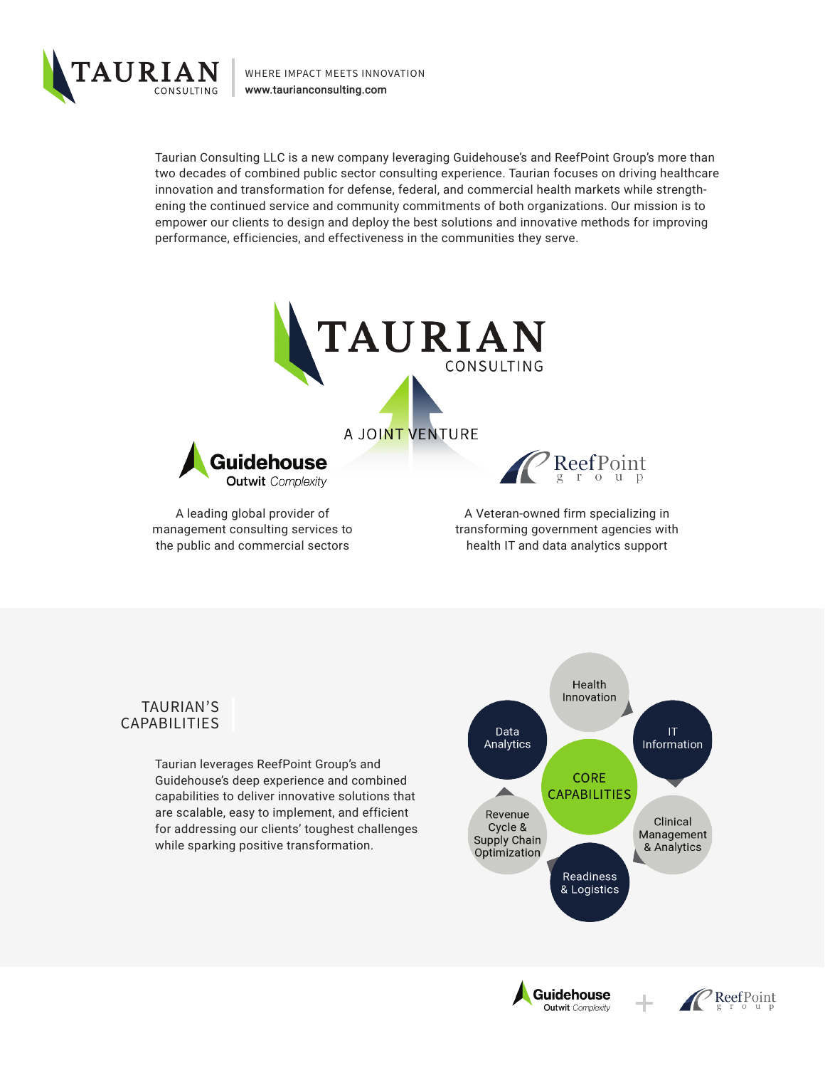# TAURIAN CONSULTING

WHERE IMPACT MEETS INNOVATION
www.taurianconsulting.com

Taurian Consulting LLC is a new company leveraging Guidehouse's and ReefPoint Group's more than two decades of combined public sector consulting experience. Taurian focuses on driving healthcare innovation and transformation for defense, federal, and commercial health markets while strengthening the continued service and community commitments of both organizations. Our mission is to empower our clients to design and deploy the best solutions and innovative methods for improving performance, efficiencies, and effectiveness in the communities they serve.

TAURIAN CONSULTING

A JOINT VENTURE

**Guidehouse** Outwit *Complexity*

A leading global provider of management consulting services to the public and commercial sectors

**ReefPoint** group

A Veteran-owned firm specializing in transforming government agencies with health IT and data analytics support

## TAURIAN'S CAPABILITIES

Taurian leverages ReefPoint Group's and Guidehouse's deep experience and combined capabilities to deliver innovative solutions that are scalable, easy to implement, and efficient for addressing our clients' toughest challenges while sparking positive transformation.

CORE CAPABILITIES

- Health Innovation
- IT Information
- Clinical Management & Analytics
- Readiness & Logistics
- Revenue Cycle & Supply Chain Optimization
- Data Analytics

Guidehouse Outwit *Complexity* + ReefPoint group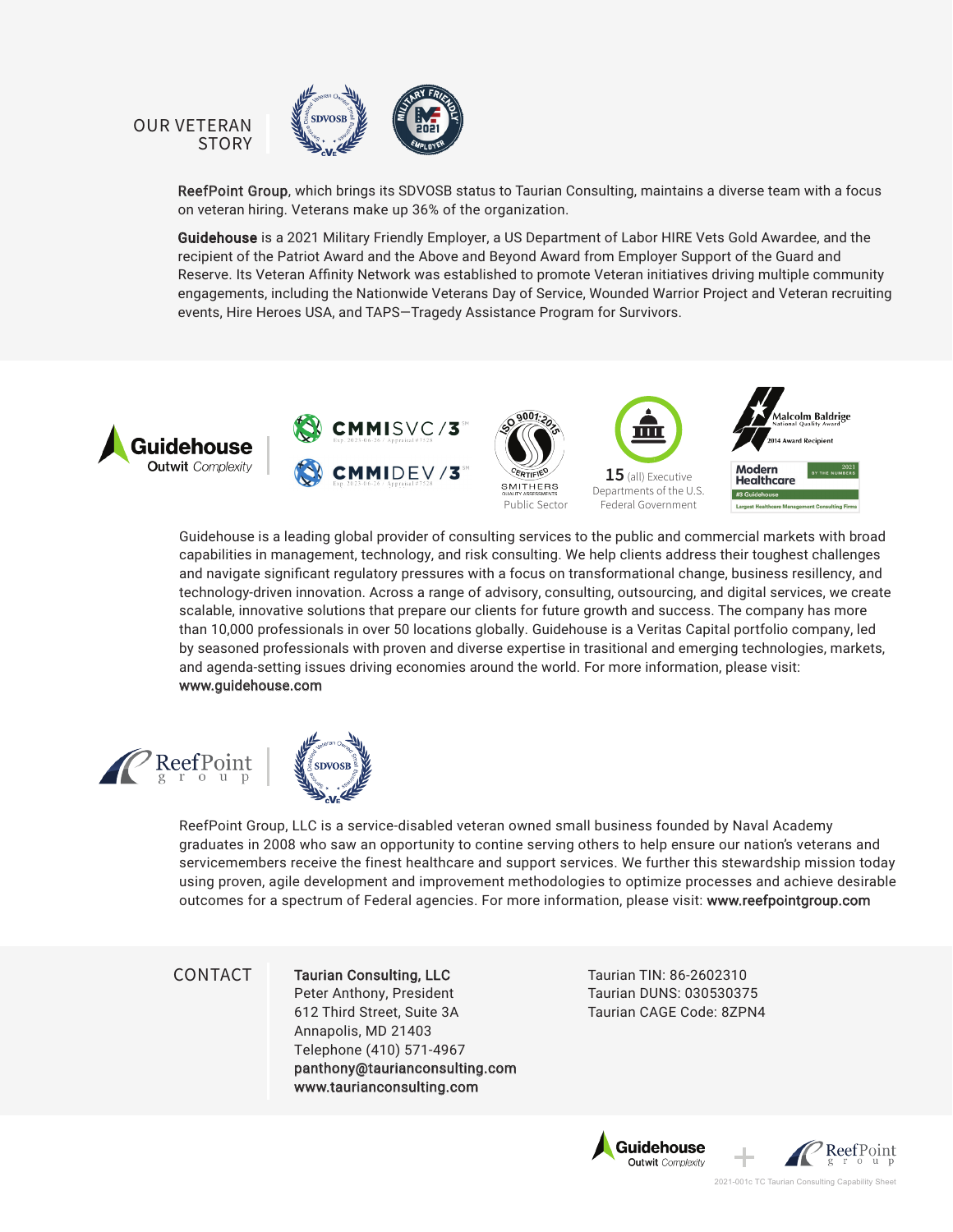## OUR VETERAN STORY

**ReefPoint Group**, which brings its SDVOSB status to Taurian Consulting, maintains a diverse team with a focus on veteran hiring. Veterans make up 36% of the organization.

**Guidehouse** is a 2021 Military Friendly Employer, a US Department of Labor HIRE Vets Gold Awardee, and the recipient of the Patriot Award and the Above and Beyond Award from Employer Support of the Guard and Reserve. Its Veteran Affinity Network was established to promote Veteran initiatives driving multiple community engagements, including the Nationwide Veterans Day of Service, Wounded Warrior Project and Veteran recruiting events, Hire Heroes USA, and TAPS—Tragedy Assistance Program for Survivors.

Guidehouse
Outwit Complexity

CMMISVC/3
CMMIDEV/3

ISO 9001:2015 Certified
Smithers
Public Sector

15 (all) Executive Departments of the U.S. Federal Government

Malcolm Baldrige National Quality Award
2014 Award Recipient

Modern Healthcare 2021 By the Numbers
#3 Guidehouse
Largest Healthcare Management Consulting Firms

Guidehouse is a leading global provider of consulting services to the public and commercial markets with broad capabilities in management, technology, and risk consulting. We help clients address their toughest challenges and navigate significant regulatory pressures with a focus on transformational change, business resiliency, and technology-driven innovation. Across a range of advisory, consulting, outsourcing, and digital services, we create scalable, innovative solutions that prepare our clients for future growth and success. The company has more than 10,000 professionals in over 50 locations globally. Guidehouse is a Veritas Capital portfolio company, led by seasoned professionals with proven and diverse expertise in trasitional and emerging technologies, markets, and agenda-setting issues driving economies around the world. For more information, please visit: **www.guidehouse.com**

ReefPoint group

ReefPoint Group, LLC is a service-disabled veteran owned small business founded by Naval Academy graduates in 2008 who saw an opportunity to contine serving others to help ensure our nation's veterans and servicemembers receive the finest healthcare and support services. We further this stewardship mission today using proven, agile development and improvement methodologies to optimize processes and achieve desirable outcomes for a spectrum of Federal agencies. For more information, please visit: **www.reefpointgroup.com**

## CONTACT

**Taurian Consulting, LLC**
Peter Anthony, President
612 Third Street, Suite 3A
Annapolis, MD 21403
Telephone (410) 571-4967
**panthony@taurianconsulting.com**
**www.taurianconsulting.com**

Taurian TIN: 86-2602310
Taurian DUNS: 030530375
Taurian CAGE Code: 8ZPN4

Guidehouse Outwit Complexity + ReefPoint group

2021-001c TC Taurian Consulting Capability Sheet